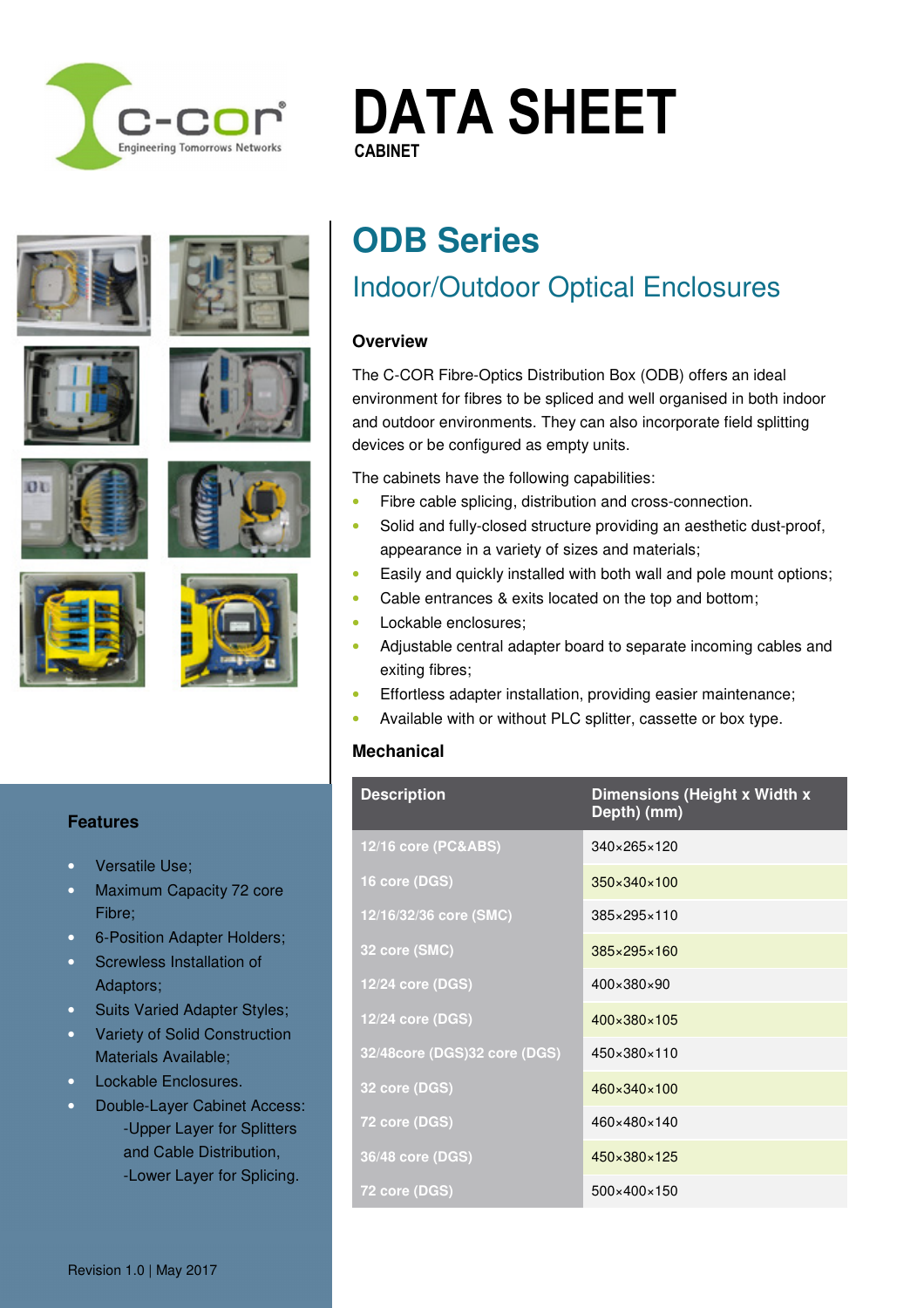# DATA SHEET

CABINET

## ODB Series

### Indoor/Outdoor Optical Enclosures

#### Overview

The C-COR Fibre-Optics Distribution Box (ODB) offers an ideal environment for fibres to be spliced and well organised in both indoor and outdoor environments. They can also incorporate field splitting devices or be configured as empty units.

The cabinets have the following capabilities:

- Fibre cable splicing, distribution and cross-connection.
- Solid and fully-closed structure providing an aesthetic dust-proof, appearance in a variety of sizes and materials;
- Easily and quickly installed with both wall and pole mount options;
- Cable entrances & exits located on the top and bottom;
- Lockable enclosures;
- Adjustable central adapter board to separate incoming cables and exiting fibres;
- Effortless adapter installation, providing easier maintenance;
- Available with or without PLC splitter, cassette or box type.

#### Mechanical

| Description | Dimensions (Height x Width x Depth) (mm) |
|---|---|
| 12/16 core (PC&ABS) | 340×265×120 |
| 16 core (DGS) | 350×340×100 |
| 12/16/32/36 core (SMC) | 385×295×110 |
| 32 core (SMC) | 385×295×160 |
| 12/24 core (DGS) | 400×380×90 |
| 12/24 core (DGS) | 400×380×105 |
| 32/48core (DGS)32 core (DGS) | 450×380×110 |
| 32 core (DGS) | 460×340×100 |
| 72 core (DGS) | 460×480×140 |
| 36/48 core (DGS) | 450×380×125 |
| 72 core (DGS) | 500×400×150 |

#### Features

- Versatile Use;
- Maximum Capacity 72 core Fibre;
- 6-Position Adapter Holders;
- Screwless Installation of Adaptors;
- Suits Varied Adapter Styles;
- Variety of Solid Construction Materials Available;
- Lockable Enclosures.
- Double-Layer Cabinet Access:
  - -Upper Layer for Splitters and Cable Distribution,
  - -Lower Layer for Splicing.

Revision 1.0 | May 2017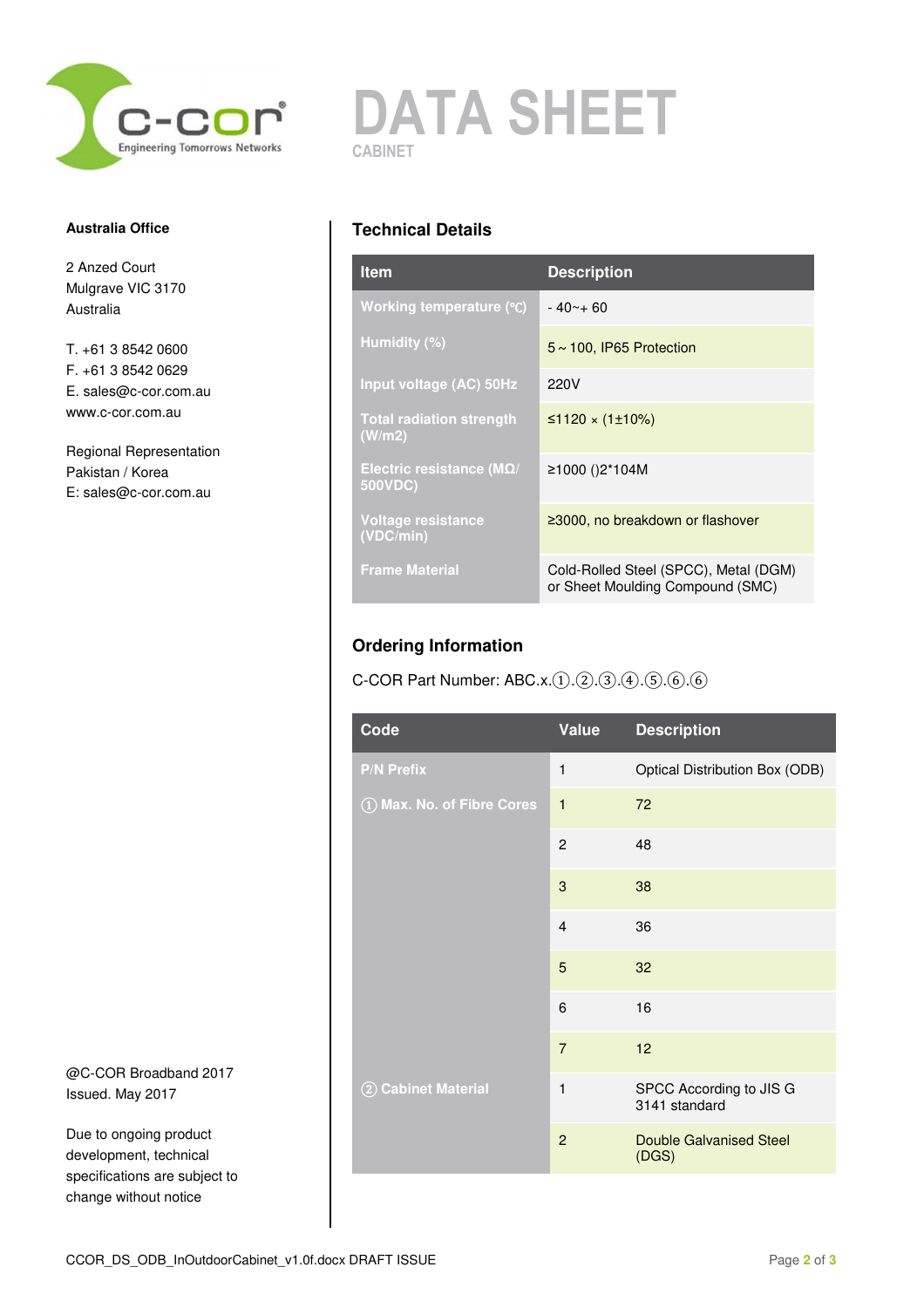**Australia Office**

2 Anzed Court
Mulgrave VIC 3170
Australia

T. +61 3 8542 0600
F. +61 3 8542 0629
E. sales@c-cor.com.au
www.c-cor.com.au

Regional Representation
Pakistan / Korea
E: sales@c-cor.com.au

@C-COR Broadband 2017
Issued. May 2017

Due to ongoing product development, technical specifications are subject to change without notice

# DATA SHEET

CABINET

## Technical Details

| Item | Description |
|---|---|
| Working temperature (℃) | - 40~+ 60 |
| Humidity (%) | 5 ~ 100, IP65 Protection |
| Input voltage (AC) 50Hz | 220V |
| Total radiation strength (W/m2) | ≤1120 × (1±10%) |
| Electric resistance (MΩ/ 500VDC) | ≥1000 ()2*104M |
| Voltage resistance (VDC/min) | ≥3000, no breakdown or flashover |
| Frame Material | Cold-Rolled Steel (SPCC), Metal (DGM) or Sheet Moulding Compound (SMC) |

## Ordering Information

C-COR Part Number: ABC.x.①.②.③.④.⑤.⑥.⑥

| Code | Value | Description |
|---|---|---|
| P/N Prefix | 1 | Optical Distribution Box (ODB) |
| ① Max. No. of Fibre Cores | 1 | 72 |
| | 2 | 48 |
| | 3 | 38 |
| | 4 | 36 |
| | 5 | 32 |
| | 6 | 16 |
| | 7 | 12 |
| ② Cabinet Material | 1 | SPCC According to JIS G 3141 standard |
| | 2 | Double Galvanised Steel (DGS) |

CCOR_DS_ODB_InOutdoorCabinet_v1.0f.docx DRAFT ISSUE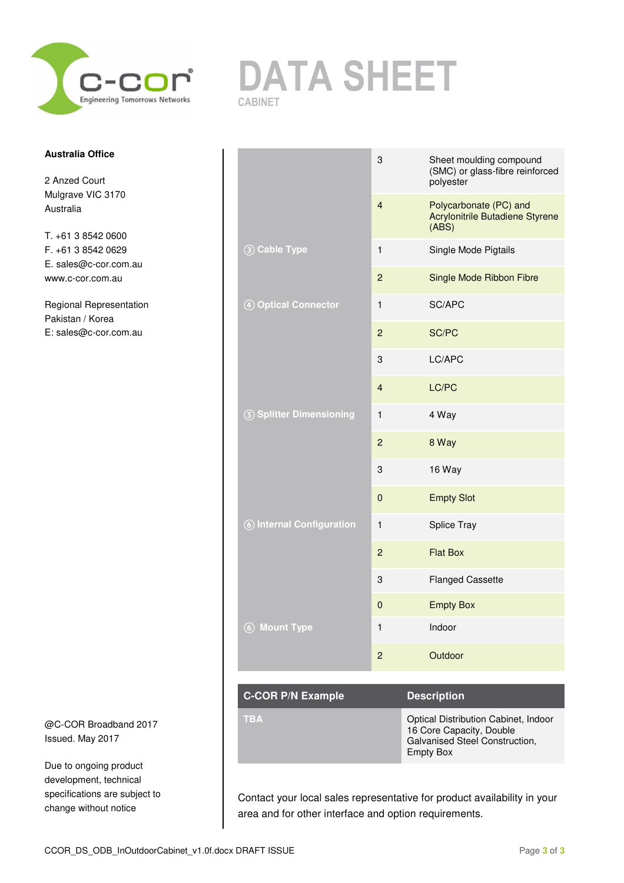# DATA SHEET

CABINET

**Australia Office**

2 Anzed Court
Mulgrave VIC 3170
Australia

T. +61 3 8542 0600
F. +61 3 8542 0629
E. sales@c-cor.com.au
www.c-cor.com.au

Regional Representation
Pakistan / Korea
E: sales@c-cor.com.au

| | | |
|---|---|---|
| | 3 | Sheet moulding compound (SMC) or glass-fibre reinforced polyester |
| | 4 | Polycarbonate (PC) and Acrylonitrile Butadiene Styrene (ABS) |
| ③ Cable Type | 1 | Single Mode Pigtails |
| | 2 | Single Mode Ribbon Fibre |
| ④ Optical Connector | 1 | SC/APC |
| | 2 | SC/PC |
| | 3 | LC/APC |
| | 4 | LC/PC |
| ⑤ Splitter Dimensioning | 1 | 4 Way |
| | 2 | 8 Way |
| | 3 | 16 Way |
| | 0 | Empty Slot |
| ⑥ Internal Configuration | 1 | Splice Tray |
| | 2 | Flat Box |
| | 3 | Flanged Cassette |
| | 0 | Empty Box |
| ⑥ Mount Type | 1 | Indoor |
| | 2 | Outdoor |

| C-COR P/N Example | Description |
|---|---|
| TBA | Optical Distribution Cabinet, Indoor 16 Core Capacity, Double Galvanised Steel Construction, Empty Box |

Contact your local sales representative for product availability in your area and for other interface and option requirements.

@C-COR Broadband 2017
Issued. May 2017

Due to ongoing product development, technical specifications are subject to change without notice

CCOR_DS_ODB_InOutdoorCabinet_v1.0f.docx DRAFT ISSUE